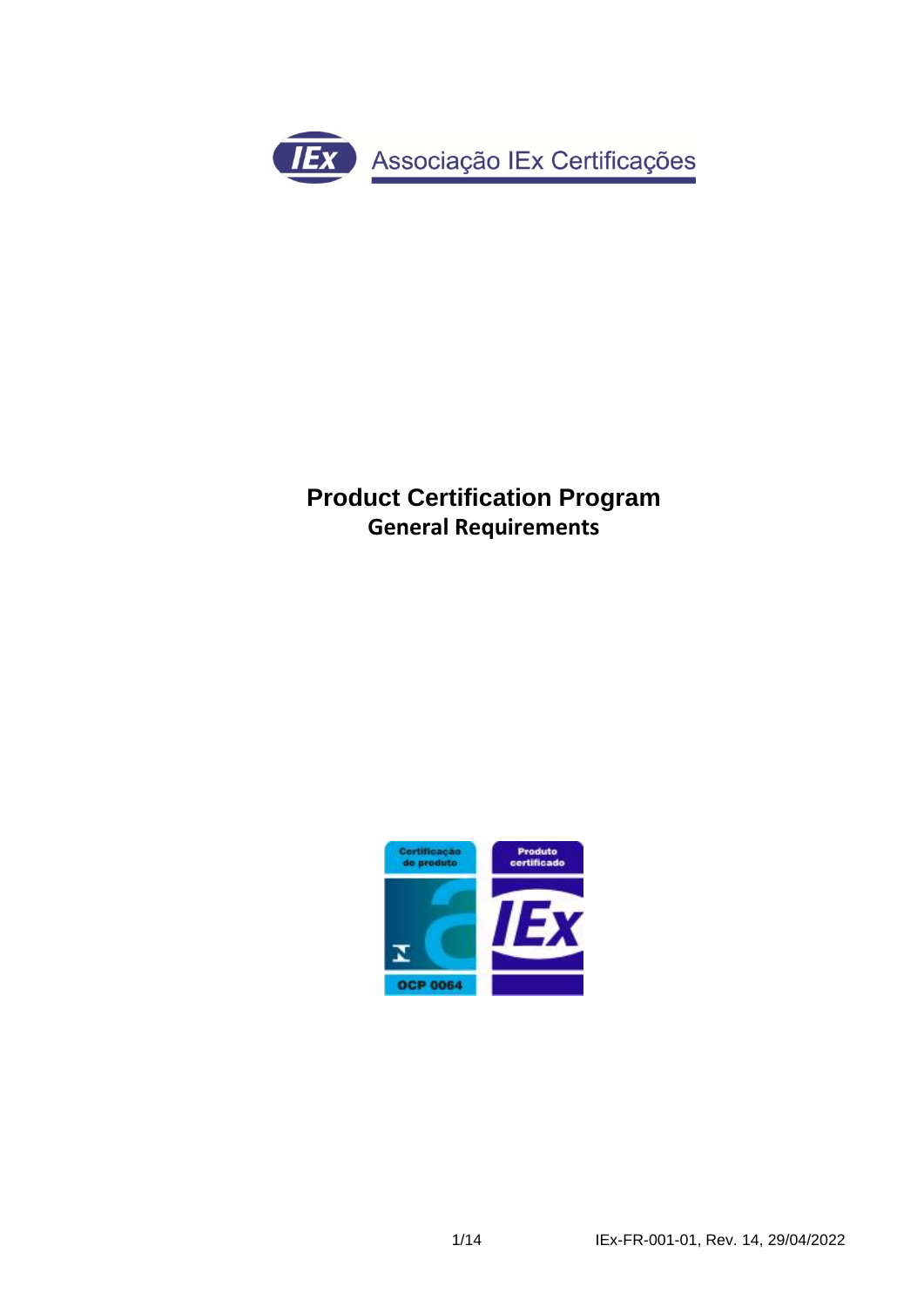Associação IEx Certificações

# Product Certification Program

## General Requirements

Certificação de produto

OCP 0064

Produto certificado

IEx

IEx-FR-001-01, Rev. 14, 29/04/2022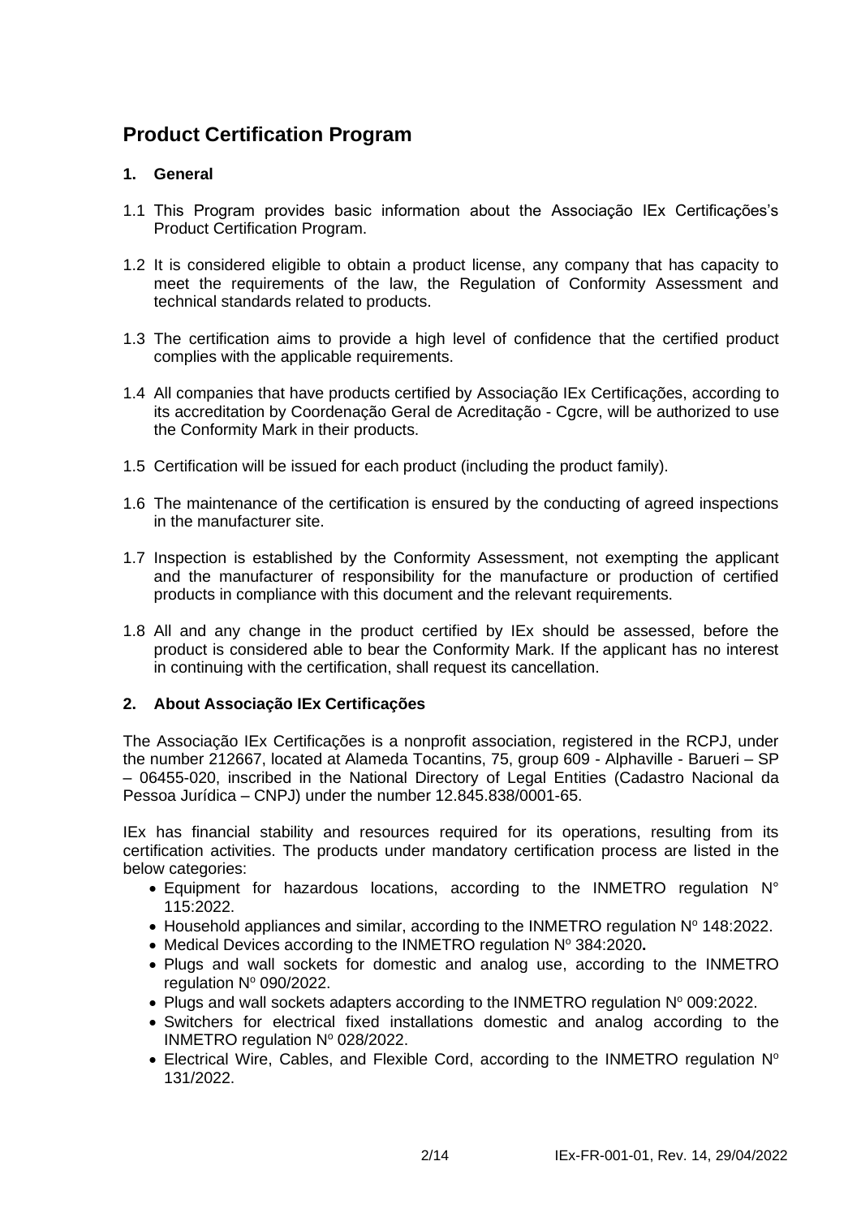# Product Certification Program

## 1. General

1.1 This Program provides basic information about the Associação IEx Certificações's Product Certification Program.

1.2 It is considered eligible to obtain a product license, any company that has capacity to meet the requirements of the law, the Regulation of Conformity Assessment and technical standards related to products.

1.3 The certification aims to provide a high level of confidence that the certified product complies with the applicable requirements.

1.4 All companies that have products certified by Associação IEx Certificações, according to its accreditation by Coordenação Geral de Acreditação - Cgcre, will be authorized to use the Conformity Mark in their products.

1.5 Certification will be issued for each product (including the product family).

1.6 The maintenance of the certification is ensured by the conducting of agreed inspections in the manufacturer site.

1.7 Inspection is established by the Conformity Assessment, not exempting the applicant and the manufacturer of responsibility for the manufacture or production of certified products in compliance with this document and the relevant requirements.

1.8 All and any change in the product certified by IEx should be assessed, before the product is considered able to bear the Conformity Mark. If the applicant has no interest in continuing with the certification, shall request its cancellation.

## 2. About Associação IEx Certificações

The Associação IEx Certificações is a nonprofit association, registered in the RCPJ, under the number 212667, located at Alameda Tocantins, 75, group 609 - Alphaville - Barueri – SP – 06455-020, inscribed in the National Directory of Legal Entities (Cadastro Nacional da Pessoa Jurídica – CNPJ) under the number 12.845.838/0001-65.

IEx has financial stability and resources required for its operations, resulting from its certification activities. The products under mandatory certification process are listed in the below categories:

- Equipment for hazardous locations, according to the INMETRO regulation N° 115:2022.
- Household appliances and similar, according to the INMETRO regulation Nº 148:2022.
- Medical Devices according to the INMETRO regulation Nº 384:2020**.**
- Plugs and wall sockets for domestic and analog use, according to the INMETRO regulation Nº 090/2022.
- Plugs and wall sockets adapters according to the INMETRO regulation Nº 009:2022.
- Switchers for electrical fixed installations domestic and analog according to the INMETRO regulation Nº 028/2022.
- Electrical Wire, Cables, and Flexible Cord, according to the INMETRO regulation Nº 131/2022.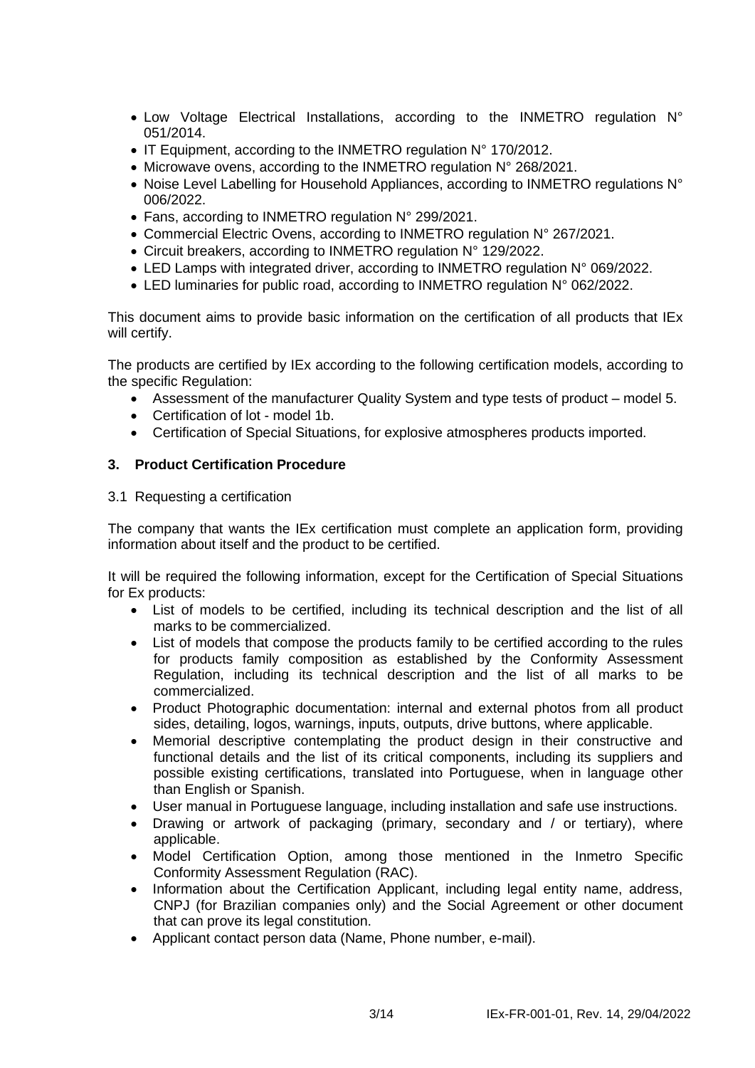- Low Voltage Electrical Installations, according to the INMETRO regulation N° 051/2014.
- IT Equipment, according to the INMETRO regulation N° 170/2012.
- Microwave ovens, according to the INMETRO regulation N° 268/2021.
- Noise Level Labelling for Household Appliances, according to INMETRO regulations N° 006/2022.
- Fans, according to INMETRO regulation N° 299/2021.
- Commercial Electric Ovens, according to INMETRO regulation N° 267/2021.
- Circuit breakers, according to INMETRO regulation N° 129/2022.
- LED Lamps with integrated driver, according to INMETRO regulation N° 069/2022.
- LED luminaries for public road, according to INMETRO regulation N° 062/2022.

This document aims to provide basic information on the certification of all products that IEx will certify.

The products are certified by IEx according to the following certification models, according to the specific Regulation:

- Assessment of the manufacturer Quality System and type tests of product – model 5.
- Certification of lot - model 1b.
- Certification of Special Situations, for explosive atmospheres products imported.

## 3. Product Certification Procedure

### 3.1 Requesting a certification

The company that wants the IEx certification must complete an application form, providing information about itself and the product to be certified.

It will be required the following information, except for the Certification of Special Situations for Ex products:

- List of models to be certified, including its technical description and the list of all marks to be commercialized.
- List of models that compose the products family to be certified according to the rules for products family composition as established by the Conformity Assessment Regulation, including its technical description and the list of all marks to be commercialized.
- Product Photographic documentation: internal and external photos from all product sides, detailing, logos, warnings, inputs, outputs, drive buttons, where applicable.
- Memorial descriptive contemplating the product design in their constructive and functional details and the list of its critical components, including its suppliers and possible existing certifications, translated into Portuguese, when in language other than English or Spanish.
- User manual in Portuguese language, including installation and safe use instructions.
- Drawing or artwork of packaging (primary, secondary and / or tertiary), where applicable.
- Model Certification Option, among those mentioned in the Inmetro Specific Conformity Assessment Regulation (RAC).
- Information about the Certification Applicant, including legal entity name, address, CNPJ (for Brazilian companies only) and the Social Agreement or other document that can prove its legal constitution.
- Applicant contact person data (Name, Phone number, e-mail).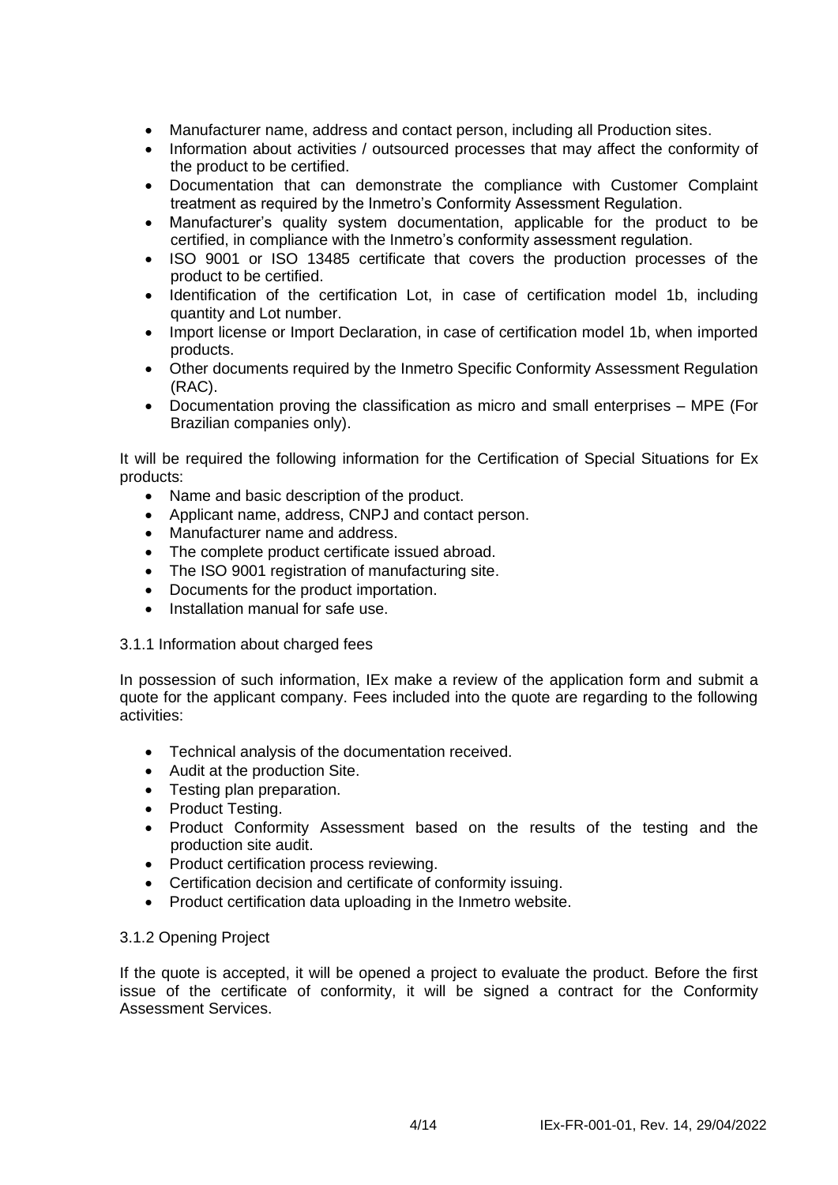- Manufacturer name, address and contact person, including all Production sites.
- Information about activities / outsourced processes that may affect the conformity of the product to be certified.
- Documentation that can demonstrate the compliance with Customer Complaint treatment as required by the Inmetro's Conformity Assessment Regulation.
- Manufacturer's quality system documentation, applicable for the product to be certified, in compliance with the Inmetro's conformity assessment regulation.
- ISO 9001 or ISO 13485 certificate that covers the production processes of the product to be certified.
- Identification of the certification Lot, in case of certification model 1b, including quantity and Lot number.
- Import license or Import Declaration, in case of certification model 1b, when imported products.
- Other documents required by the Inmetro Specific Conformity Assessment Regulation (RAC).
- Documentation proving the classification as micro and small enterprises – MPE (For Brazilian companies only).

It will be required the following information for the Certification of Special Situations for Ex products:

- Name and basic description of the product.
- Applicant name, address, CNPJ and contact person.
- Manufacturer name and address.
- The complete product certificate issued abroad.
- The ISO 9001 registration of manufacturing site.
- Documents for the product importation.
- Installation manual for safe use.

### 3.1.1 Information about charged fees

In possession of such information, IEx make a review of the application form and submit a quote for the applicant company. Fees included into the quote are regarding to the following activities:

- Technical analysis of the documentation received.
- Audit at the production Site.
- Testing plan preparation.
- Product Testing.
- Product Conformity Assessment based on the results of the testing and the production site audit.
- Product certification process reviewing.
- Certification decision and certificate of conformity issuing.
- Product certification data uploading in the Inmetro website.

### 3.1.2 Opening Project

If the quote is accepted, it will be opened a project to evaluate the product. Before the first issue of the certificate of conformity, it will be signed a contract for the Conformity Assessment Services.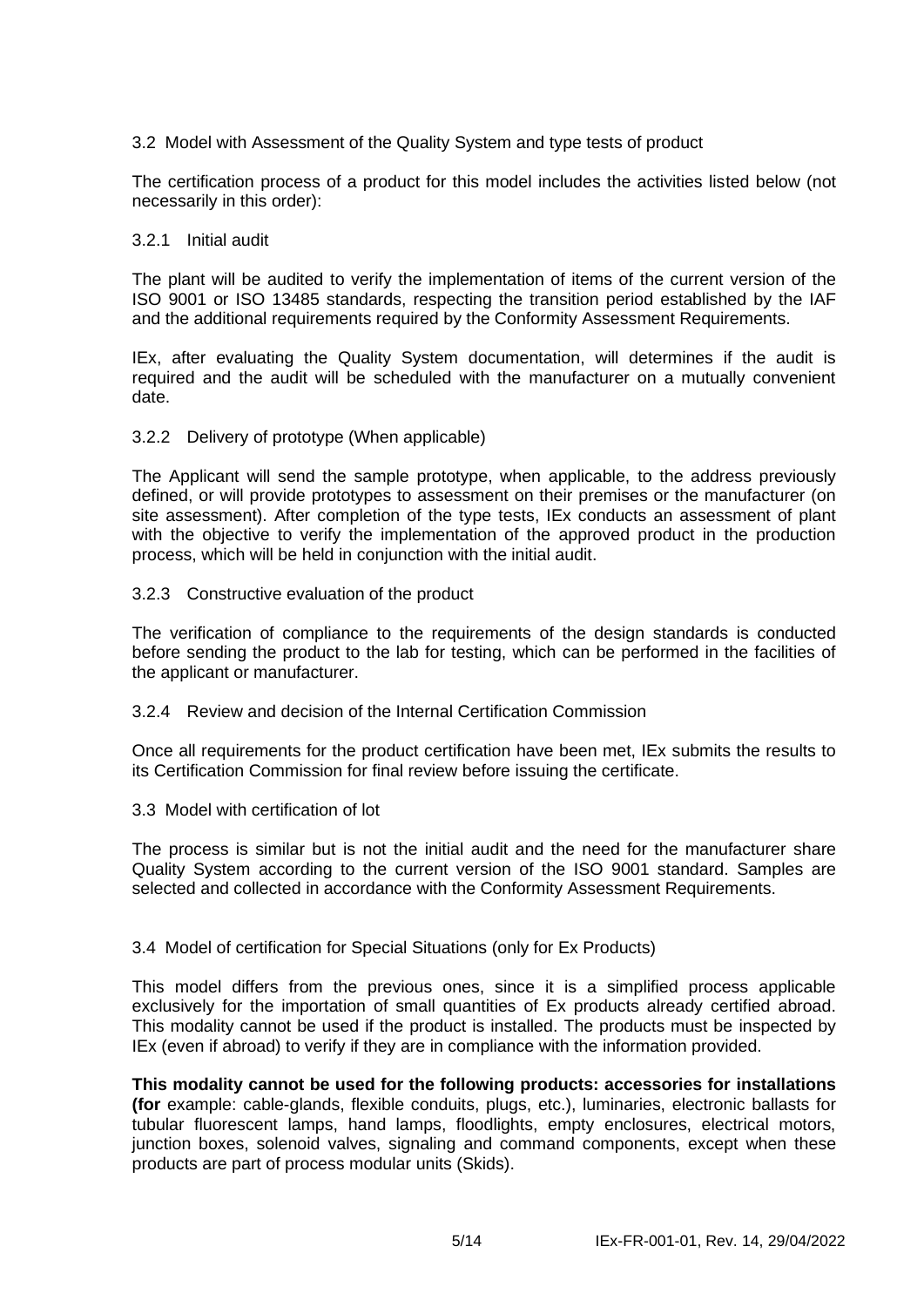### 3.2 Model with Assessment of the Quality System and type tests of product

The certification process of a product for this model includes the activities listed below (not necessarily in this order):

#### 3.2.1 Initial audit

The plant will be audited to verify the implementation of items of the current version of the ISO 9001 or ISO 13485 standards, respecting the transition period established by the IAF and the additional requirements required by the Conformity Assessment Requirements.

IEx, after evaluating the Quality System documentation, will determines if the audit is required and the audit will be scheduled with the manufacturer on a mutually convenient date.

#### 3.2.2 Delivery of prototype (When applicable)

The Applicant will send the sample prototype, when applicable, to the address previously defined, or will provide prototypes to assessment on their premises or the manufacturer (on site assessment). After completion of the type tests, IEx conducts an assessment of plant with the objective to verify the implementation of the approved product in the production process, which will be held in conjunction with the initial audit.

#### 3.2.3 Constructive evaluation of the product

The verification of compliance to the requirements of the design standards is conducted before sending the product to the lab for testing, which can be performed in the facilities of the applicant or manufacturer.

#### 3.2.4 Review and decision of the Internal Certification Commission

Once all requirements for the product certification have been met, IEx submits the results to its Certification Commission for final review before issuing the certificate.

### 3.3 Model with certification of lot

The process is similar but is not the initial audit and the need for the manufacturer share Quality System according to the current version of the ISO 9001 standard. Samples are selected and collected in accordance with the Conformity Assessment Requirements.

### 3.4 Model of certification for Special Situations (only for Ex Products)

This model differs from the previous ones, since it is a simplified process applicable exclusively for the importation of small quantities of Ex products already certified abroad. This modality cannot be used if the product is installed. The products must be inspected by IEx (even if abroad) to verify if they are in compliance with the information provided.

**This modality cannot be used for the following products: accessories for installations (for** example: cable-glands, flexible conduits, plugs, etc.), luminaries, electronic ballasts for tubular fluorescent lamps, hand lamps, floodlights, empty enclosures, electrical motors, junction boxes, solenoid valves, signaling and command components, except when these products are part of process modular units (Skids).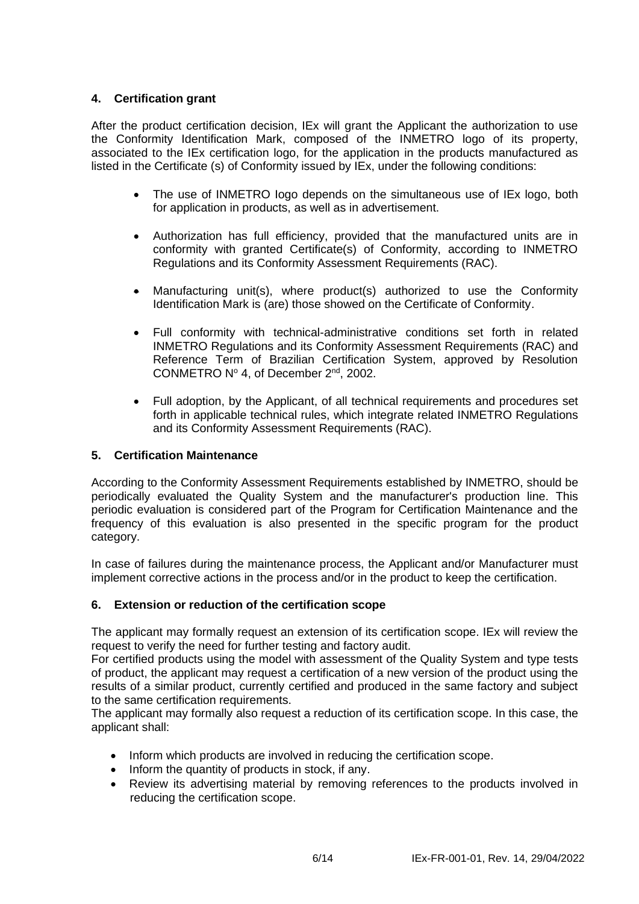## 4. Certification grant

After the product certification decision, IEx will grant the Applicant the authorization to use the Conformity Identification Mark, composed of the INMETRO logo of its property, associated to the IEx certification logo, for the application in the products manufactured as listed in the Certificate (s) of Conformity issued by IEx, under the following conditions:

- The use of INMETRO logo depends on the simultaneous use of IEx logo, both for application in products, as well as in advertisement.
- Authorization has full efficiency, provided that the manufactured units are in conformity with granted Certificate(s) of Conformity, according to INMETRO Regulations and its Conformity Assessment Requirements (RAC).
- Manufacturing unit(s), where product(s) authorized to use the Conformity Identification Mark is (are) those showed on the Certificate of Conformity.
- Full conformity with technical-administrative conditions set forth in related INMETRO Regulations and its Conformity Assessment Requirements (RAC) and Reference Term of Brazilian Certification System, approved by Resolution CONMETRO Nº 4, of December 2nd, 2002.
- Full adoption, by the Applicant, of all technical requirements and procedures set forth in applicable technical rules, which integrate related INMETRO Regulations and its Conformity Assessment Requirements (RAC).

## 5. Certification Maintenance

According to the Conformity Assessment Requirements established by INMETRO, should be periodically evaluated the Quality System and the manufacturer's production line. This periodic evaluation is considered part of the Program for Certification Maintenance and the frequency of this evaluation is also presented in the specific program for the product category.

In case of failures during the maintenance process, the Applicant and/or Manufacturer must implement corrective actions in the process and/or in the product to keep the certification.

## 6. Extension or reduction of the certification scope

The applicant may formally request an extension of its certification scope. IEx will review the request to verify the need for further testing and factory audit.

For certified products using the model with assessment of the Quality System and type tests of product, the applicant may request a certification of a new version of the product using the results of a similar product, currently certified and produced in the same factory and subject to the same certification requirements.

The applicant may formally also request a reduction of its certification scope. In this case, the applicant shall:

- Inform which products are involved in reducing the certification scope.
- Inform the quantity of products in stock, if any.
- Review its advertising material by removing references to the products involved in reducing the certification scope.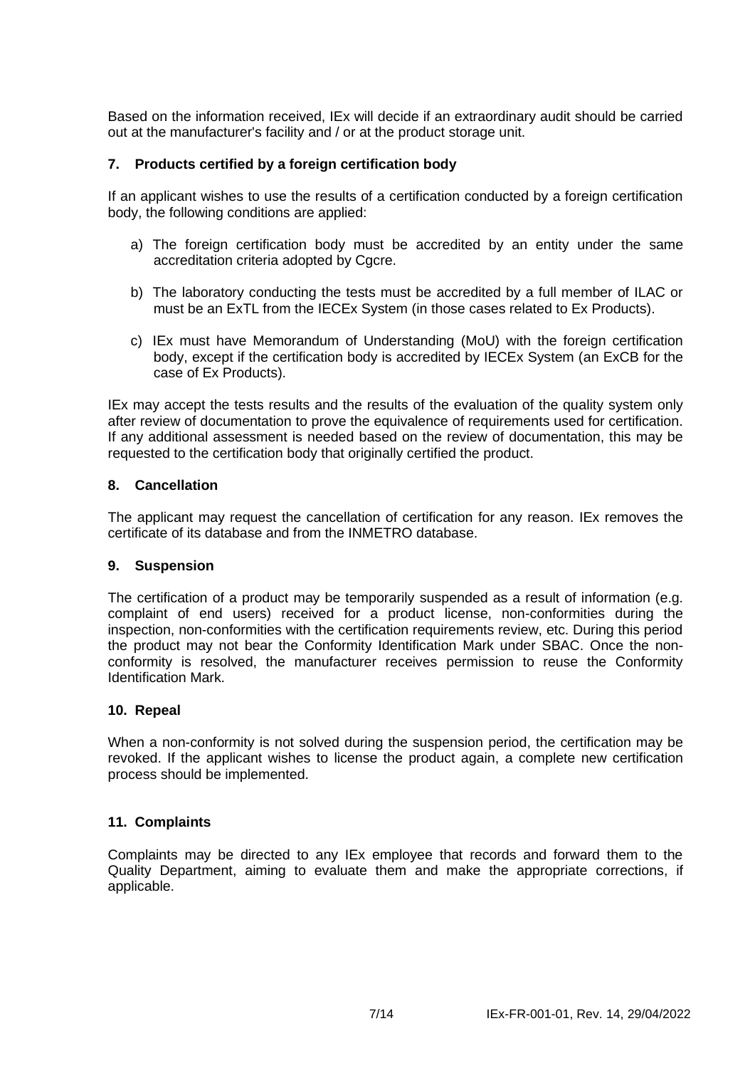Based on the information received, IEx will decide if an extraordinary audit should be carried out at the manufacturer's facility and / or at the product storage unit.

## 7. Products certified by a foreign certification body

If an applicant wishes to use the results of a certification conducted by a foreign certification body, the following conditions are applied:

a) The foreign certification body must be accredited by an entity under the same accreditation criteria adopted by Cgcre.

b) The laboratory conducting the tests must be accredited by a full member of ILAC or must be an ExTL from the IECEx System (in those cases related to Ex Products).

c) IEx must have Memorandum of Understanding (MoU) with the foreign certification body, except if the certification body is accredited by IECEx System (an ExCB for the case of Ex Products).

IEx may accept the tests results and the results of the evaluation of the quality system only after review of documentation to prove the equivalence of requirements used for certification. If any additional assessment is needed based on the review of documentation, this may be requested to the certification body that originally certified the product.

## 8. Cancellation

The applicant may request the cancellation of certification for any reason. IEx removes the certificate of its database and from the INMETRO database.

## 9. Suspension

The certification of a product may be temporarily suspended as a result of information (e.g. complaint of end users) received for a product license, non-conformities during the inspection, non-conformities with the certification requirements review, etc. During this period the product may not bear the Conformity Identification Mark under SBAC. Once the non-conformity is resolved, the manufacturer receives permission to reuse the Conformity Identification Mark.

## 10. Repeal

When a non-conformity is not solved during the suspension period, the certification may be revoked. If the applicant wishes to license the product again, a complete new certification process should be implemented.

## 11. Complaints

Complaints may be directed to any IEx employee that records and forward them to the Quality Department, aiming to evaluate them and make the appropriate corrections, if applicable.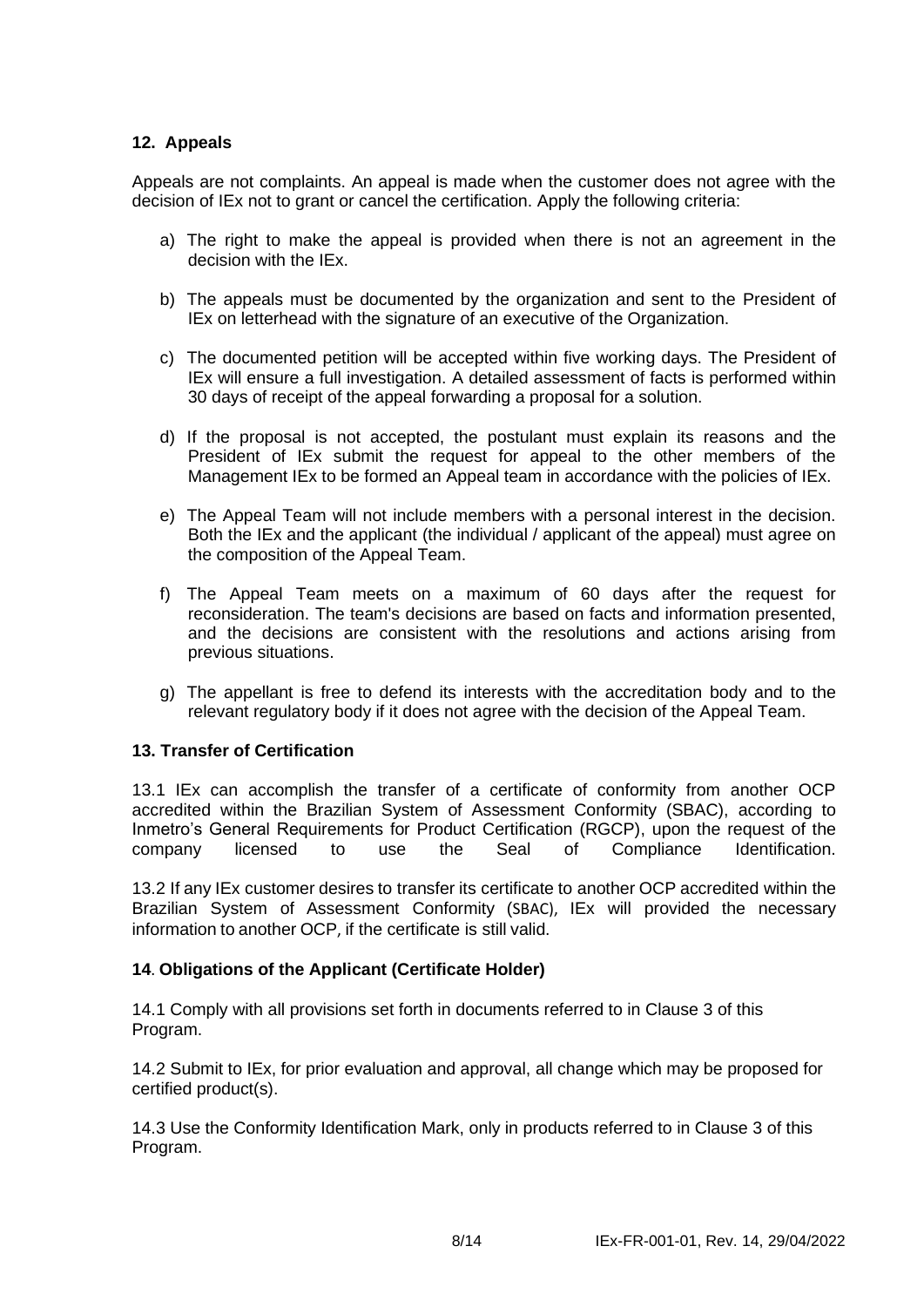## 12. Appeals

Appeals are not complaints. An appeal is made when the customer does not agree with the decision of IEx not to grant or cancel the certification. Apply the following criteria:

a) The right to make the appeal is provided when there is not an agreement in the decision with the IEx.

b) The appeals must be documented by the organization and sent to the President of IEx on letterhead with the signature of an executive of the Organization.

c) The documented petition will be accepted within five working days. The President of IEx will ensure a full investigation. A detailed assessment of facts is performed within 30 days of receipt of the appeal forwarding a proposal for a solution.

d) If the proposal is not accepted, the postulant must explain its reasons and the President of IEx submit the request for appeal to the other members of the Management IEx to be formed an Appeal team in accordance with the policies of IEx.

e) The Appeal Team will not include members with a personal interest in the decision. Both the IEx and the applicant (the individual / applicant of the appeal) must agree on the composition of the Appeal Team.

f) The Appeal Team meets on a maximum of 60 days after the request for reconsideration. The team's decisions are based on facts and information presented, and the decisions are consistent with the resolutions and actions arising from previous situations.

g) The appellant is free to defend its interests with the accreditation body and to the relevant regulatory body if it does not agree with the decision of the Appeal Team.

## 13. Transfer of Certification

13.1 IEx can accomplish the transfer of a certificate of conformity from another OCP accredited within the Brazilian System of Assessment Conformity (SBAC), according to Inmetro's General Requirements for Product Certification (RGCP), upon the request of the company licensed to use the Seal of Compliance Identification.

13.2 If any IEx customer desires to transfer its certificate to another OCP accredited within the Brazilian System of Assessment Conformity (SBAC), IEx will provided the necessary information to another OCP, if the certificate is still valid.

## 14. Obligations of the Applicant (Certificate Holder)

14.1 Comply with all provisions set forth in documents referred to in Clause 3 of this Program.

14.2 Submit to IEx, for prior evaluation and approval, all change which may be proposed for certified product(s).

14.3 Use the Conformity Identification Mark, only in products referred to in Clause 3 of this Program.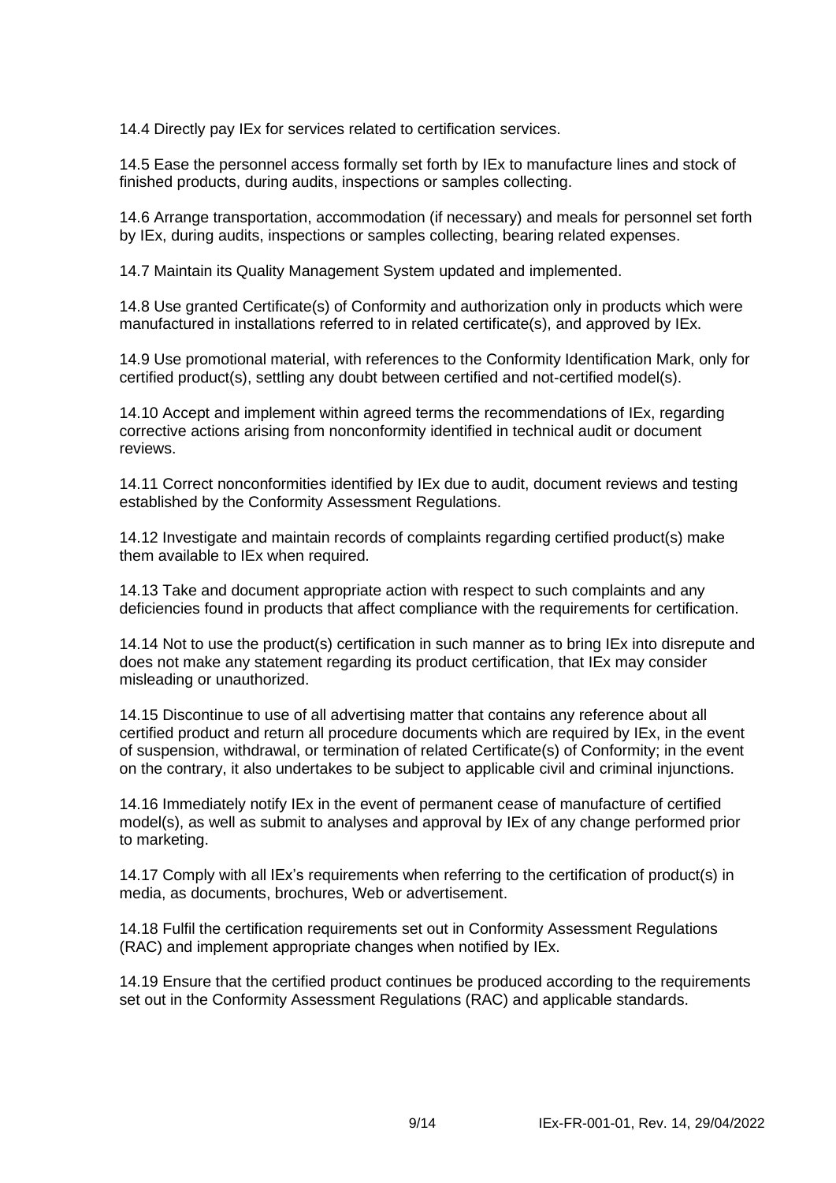14.4 Directly pay IEx for services related to certification services.

14.5 Ease the personnel access formally set forth by IEx to manufacture lines and stock of finished products, during audits, inspections or samples collecting.

14.6 Arrange transportation, accommodation (if necessary) and meals for personnel set forth by IEx, during audits, inspections or samples collecting, bearing related expenses.

14.7 Maintain its Quality Management System updated and implemented.

14.8 Use granted Certificate(s) of Conformity and authorization only in products which were manufactured in installations referred to in related certificate(s), and approved by IEx.

14.9 Use promotional material, with references to the Conformity Identification Mark, only for certified product(s), settling any doubt between certified and not-certified model(s).

14.10 Accept and implement within agreed terms the recommendations of IEx, regarding corrective actions arising from nonconformity identified in technical audit or document reviews.

14.11 Correct nonconformities identified by IEx due to audit, document reviews and testing established by the Conformity Assessment Regulations.

14.12 Investigate and maintain records of complaints regarding certified product(s) make them available to IEx when required.

14.13 Take and document appropriate action with respect to such complaints and any deficiencies found in products that affect compliance with the requirements for certification.

14.14 Not to use the product(s) certification in such manner as to bring IEx into disrepute and does not make any statement regarding its product certification, that IEx may consider misleading or unauthorized.

14.15 Discontinue to use of all advertising matter that contains any reference about all certified product and return all procedure documents which are required by IEx, in the event of suspension, withdrawal, or termination of related Certificate(s) of Conformity; in the event on the contrary, it also undertakes to be subject to applicable civil and criminal injunctions.

14.16 Immediately notify IEx in the event of permanent cease of manufacture of certified model(s), as well as submit to analyses and approval by IEx of any change performed prior to marketing.

14.17 Comply with all IEx's requirements when referring to the certification of product(s) in media, as documents, brochures, Web or advertisement.

14.18 Fulfil the certification requirements set out in Conformity Assessment Regulations (RAC) and implement appropriate changes when notified by IEx.

14.19 Ensure that the certified product continues be produced according to the requirements set out in the Conformity Assessment Regulations (RAC) and applicable standards.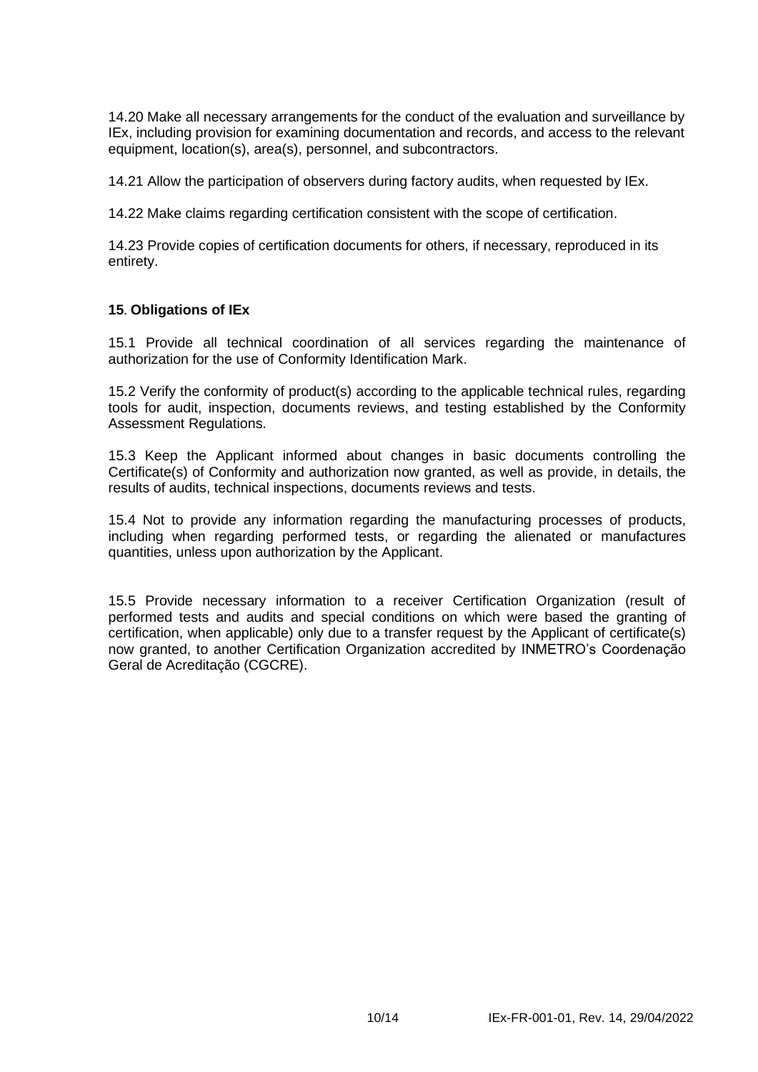14.20 Make all necessary arrangements for the conduct of the evaluation and surveillance by IEx, including provision for examining documentation and records, and access to the relevant equipment, location(s), area(s), personnel, and subcontractors.

14.21 Allow the participation of observers during factory audits, when requested by IEx.

14.22 Make claims regarding certification consistent with the scope of certification.

14.23 Provide copies of certification documents for others, if necessary, reproduced in its entirety.

**15**. **Obligations of IEx**

15.1 Provide all technical coordination of all services regarding the maintenance of authorization for the use of Conformity Identification Mark.

15.2 Verify the conformity of product(s) according to the applicable technical rules, regarding tools for audit, inspection, documents reviews, and testing established by the Conformity Assessment Regulations.

15.3 Keep the Applicant informed about changes in basic documents controlling the Certificate(s) of Conformity and authorization now granted, as well as provide, in details, the results of audits, technical inspections, documents reviews and tests.

15.4 Not to provide any information regarding the manufacturing processes of products, including when regarding performed tests, or regarding the alienated or manufactures quantities, unless upon authorization by the Applicant.

15.5 Provide necessary information to a receiver Certification Organization (result of performed tests and audits and special conditions on which were based the granting of certification, when applicable) only due to a transfer request by the Applicant of certificate(s) now granted, to another Certification Organization accredited by INMETRO's Coordenação Geral de Acreditação (CGCRE).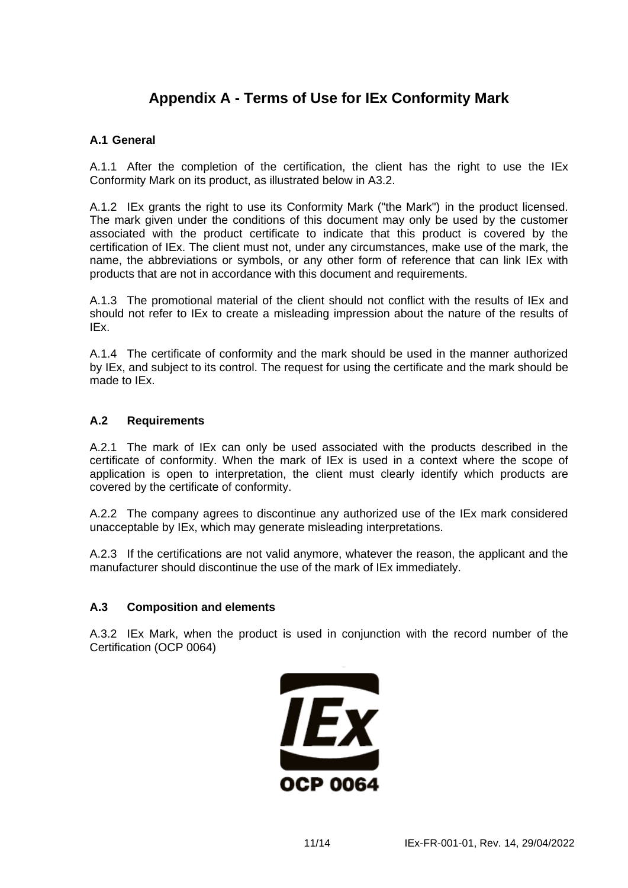# Appendix A - Terms of Use for IEx Conformity Mark

### A.1 General

A.1.1 After the completion of the certification, the client has the right to use the IEx Conformity Mark on its product, as illustrated below in A3.2.

A.1.2 IEx grants the right to use its Conformity Mark ("the Mark") in the product licensed. The mark given under the conditions of this document may only be used by the customer associated with the product certificate to indicate that this product is covered by the certification of IEx. The client must not, under any circumstances, make use of the mark, the name, the abbreviations or symbols, or any other form of reference that can link IEx with products that are not in accordance with this document and requirements.

A.1.3 The promotional material of the client should not conflict with the results of IEx and should not refer to IEx to create a misleading impression about the nature of the results of IEx.

A.1.4 The certificate of conformity and the mark should be used in the manner authorized by IEx, and subject to its control. The request for using the certificate and the mark should be made to IEx.

### A.2 Requirements

A.2.1 The mark of IEx can only be used associated with the products described in the certificate of conformity. When the mark of IEx is used in a context where the scope of application is open to interpretation, the client must clearly identify which products are covered by the certificate of conformity.

A.2.2 The company agrees to discontinue any authorized use of the IEx mark considered unacceptable by IEx, which may generate misleading interpretations.

A.2.3 If the certifications are not valid anymore, whatever the reason, the applicant and the manufacturer should discontinue the use of the mark of IEx immediately.

### A.3 Composition and elements

A.3.2 IEx Mark, when the product is used in conjunction with the record number of the Certification (OCP 0064)

IEx

OCP 0064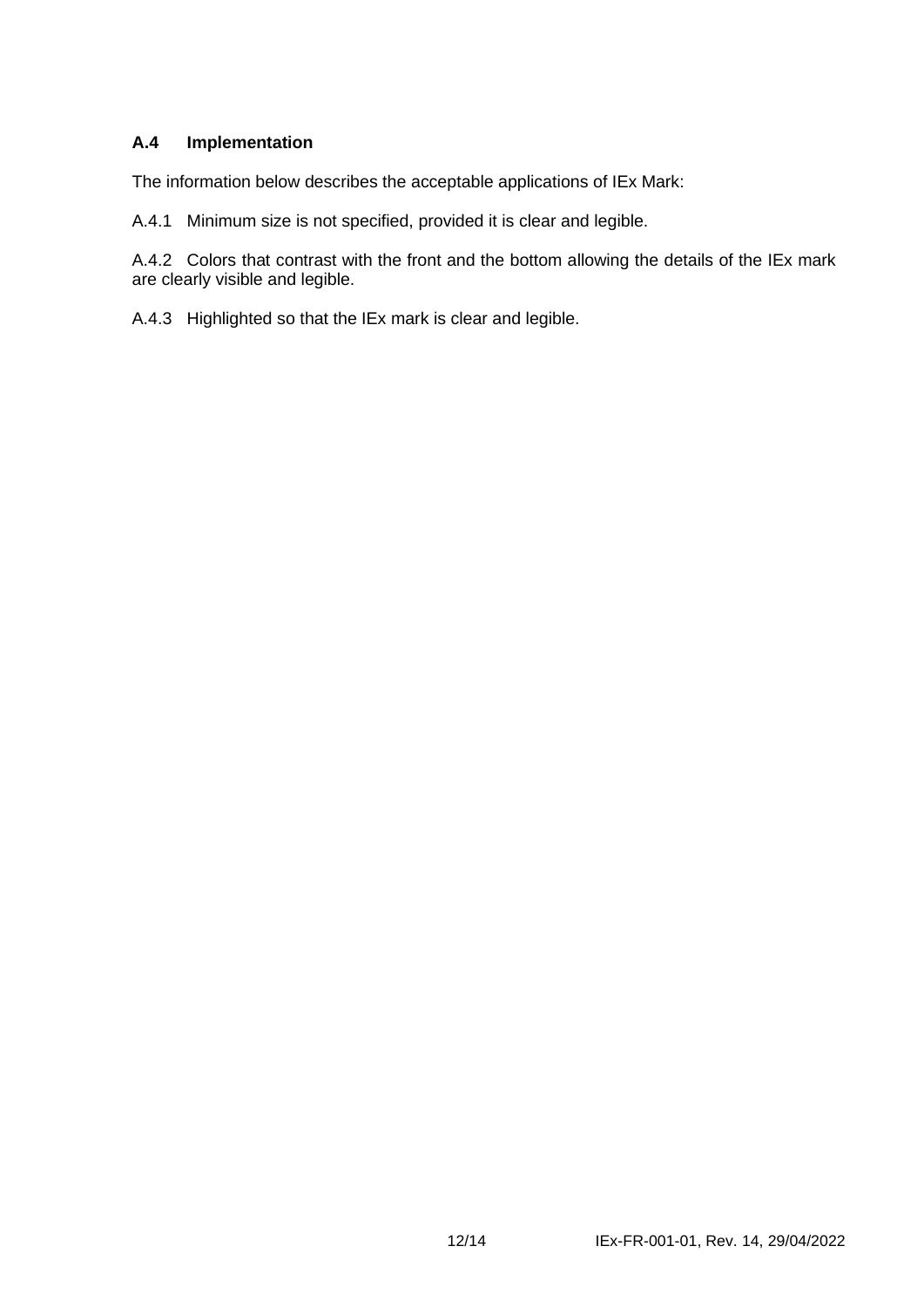### A.4 Implementation

The information below describes the acceptable applications of IEx Mark:

A.4.1 Minimum size is not specified, provided it is clear and legible.

A.4.2 Colors that contrast with the front and the bottom allowing the details of the IEx mark are clearly visible and legible.

A.4.3 Highlighted so that the IEx mark is clear and legible.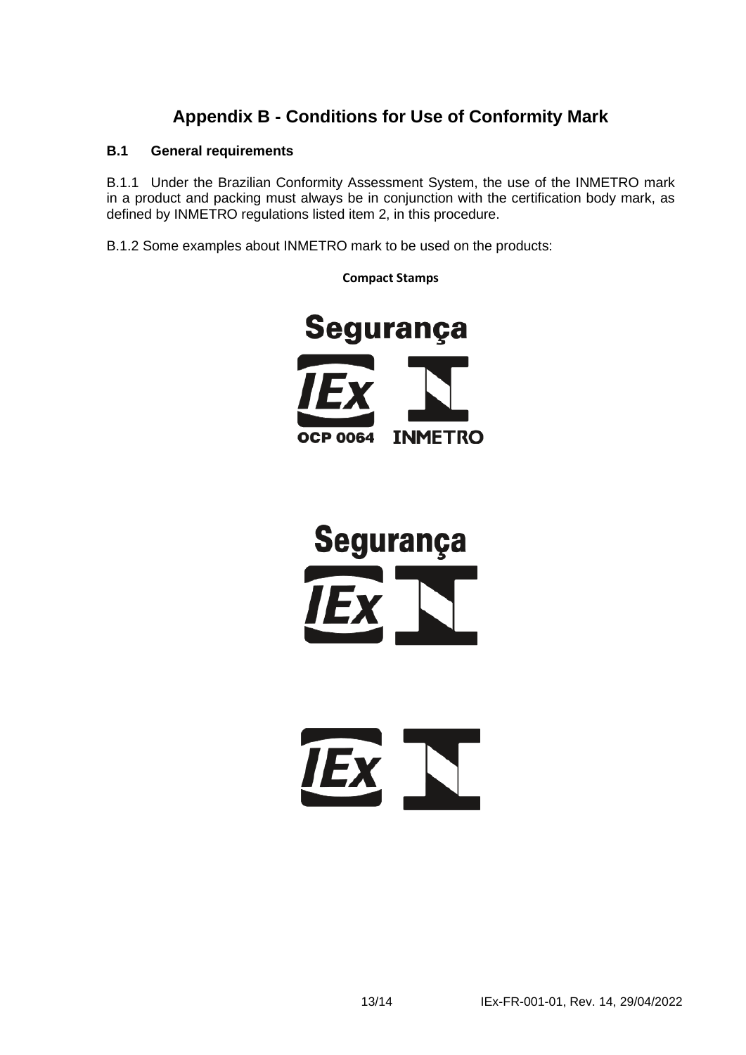# Appendix B - Conditions for Use of Conformity Mark

### B.1 General requirements

B.1.1 Under the Brazilian Conformity Assessment System, the use of the INMETRO mark in a product and packing must always be in conjunction with the certification body mark, as defined by INMETRO regulations listed item 2, in this procedure.

B.1.2 Some examples about INMETRO mark to be used on the products:

**Compact Stamps**

Segurança

IEx

OCP 0064

INMETRO

Segurança

IEx

IEx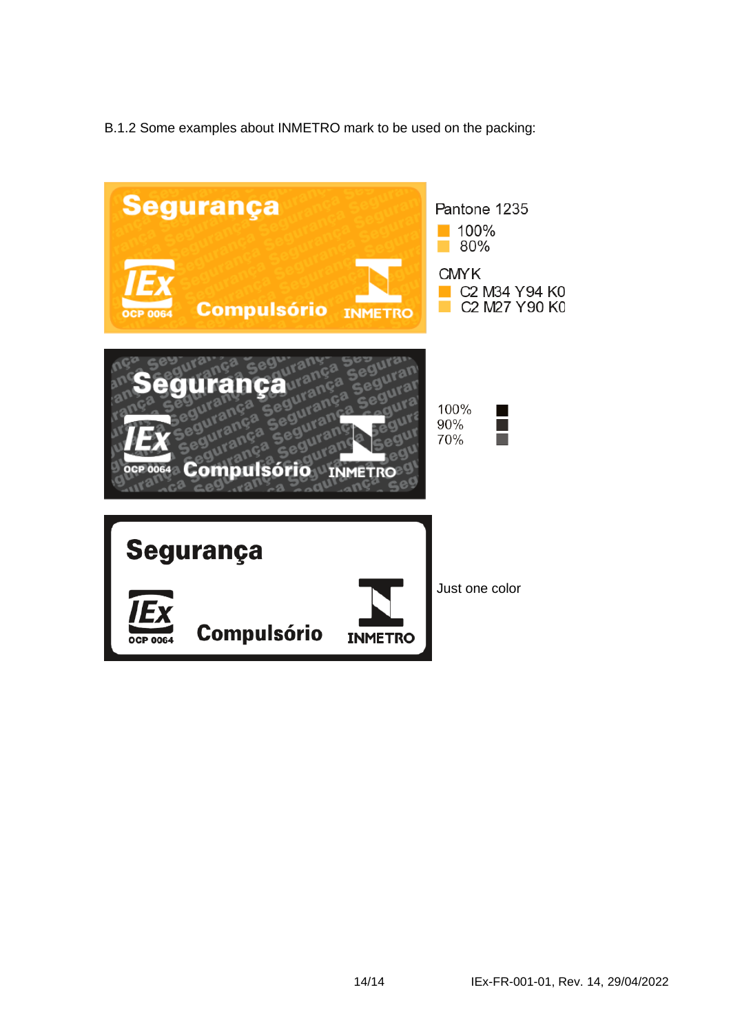B.1.2 Some examples about INMETRO mark to be used on the packing:

Segurança

IEx

OCP 0064

Compulsório

INMETRO

Pantone 1235

100%

80%

CMYK

C2 M34 Y94 K0

C2 M27 Y90 K0

Segurança

IEx

OCP 0064

Compulsório

INMETRO

100%

90%

70%

Segurança

IEx

OCP 0064

Compulsório

INMETRO

Just one color